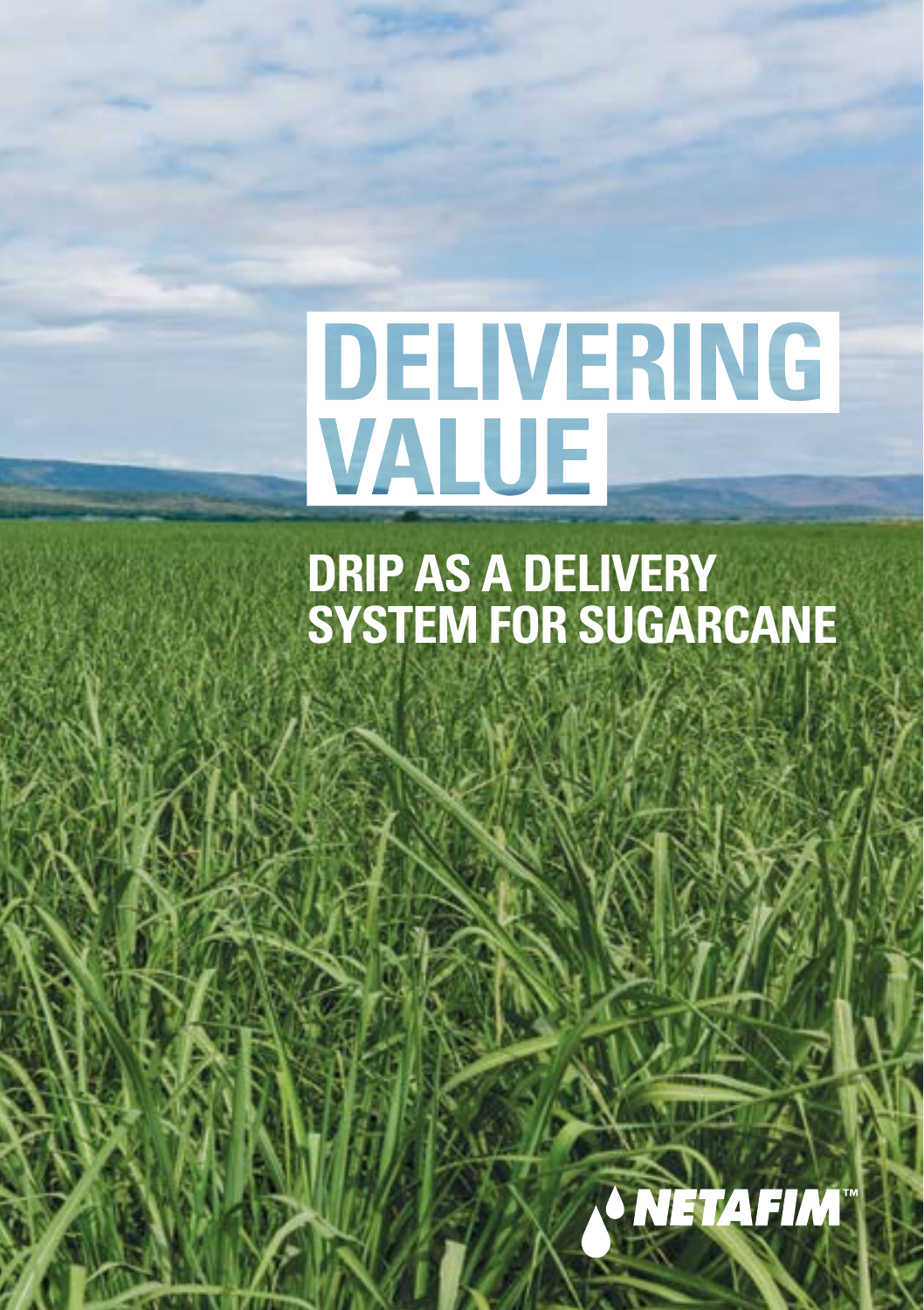# DELIVERING VALUE

## DRIP AS A DELIVERY SYSTEM FOR SUGARCANE

NETAFIM™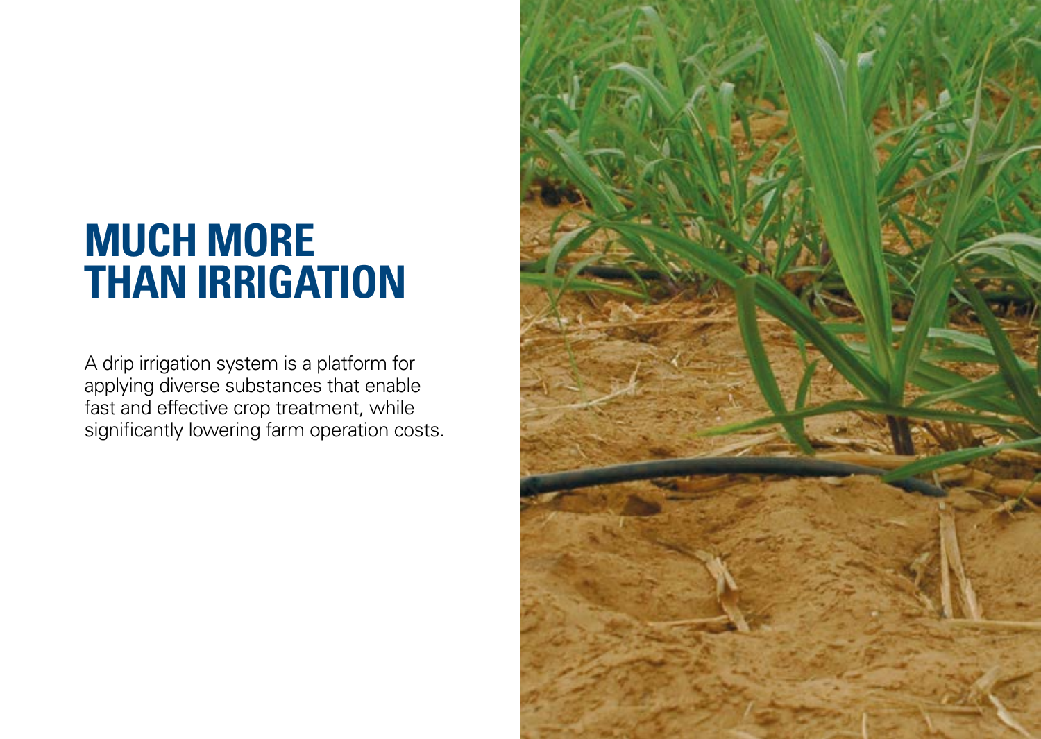# MUCH MORE THAN IRRIGATION

A drip irrigation system is a platform for applying diverse substances that enable fast and effective crop treatment, while significantly lowering farm operation costs.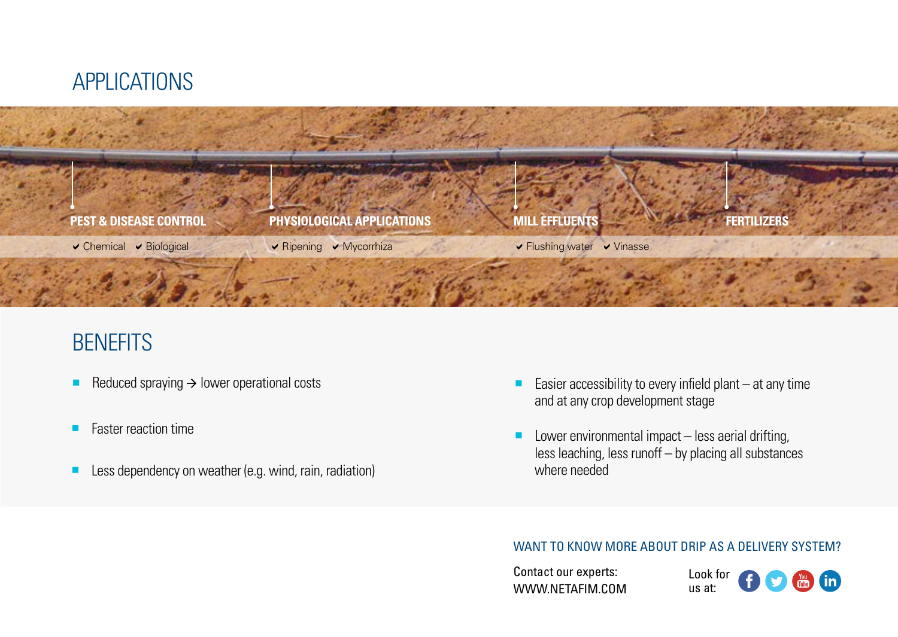# APPLICATIONS

**PEST & DISEASE CONTROL**
- ✔ Chemical
- ✔ Biological

**PHYSIOLOGICAL APPLICATIONS**
- ✔ Ripening
- ✔ Mycorrhiza

**MILL EFFLUENTS**
- ✔ Flushing water
- ✔ Vinasse

**FERTILIZERS**

# BENEFITS

- Reduced spraying → lower operational costs
- Faster reaction time
- Less dependency on weather (e.g. wind, rain, radiation)
- Easier accessibility to every infield plant – at any time and at any crop development stage
- Lower environmental impact – less aerial drifting, less leaching, less runoff – by placing all substances where needed

## WANT TO KNOW MORE ABOUT DRIP AS A DELIVERY SYSTEM?

Contact our experts:
WWW.NETAFIM.COM

Look for us at: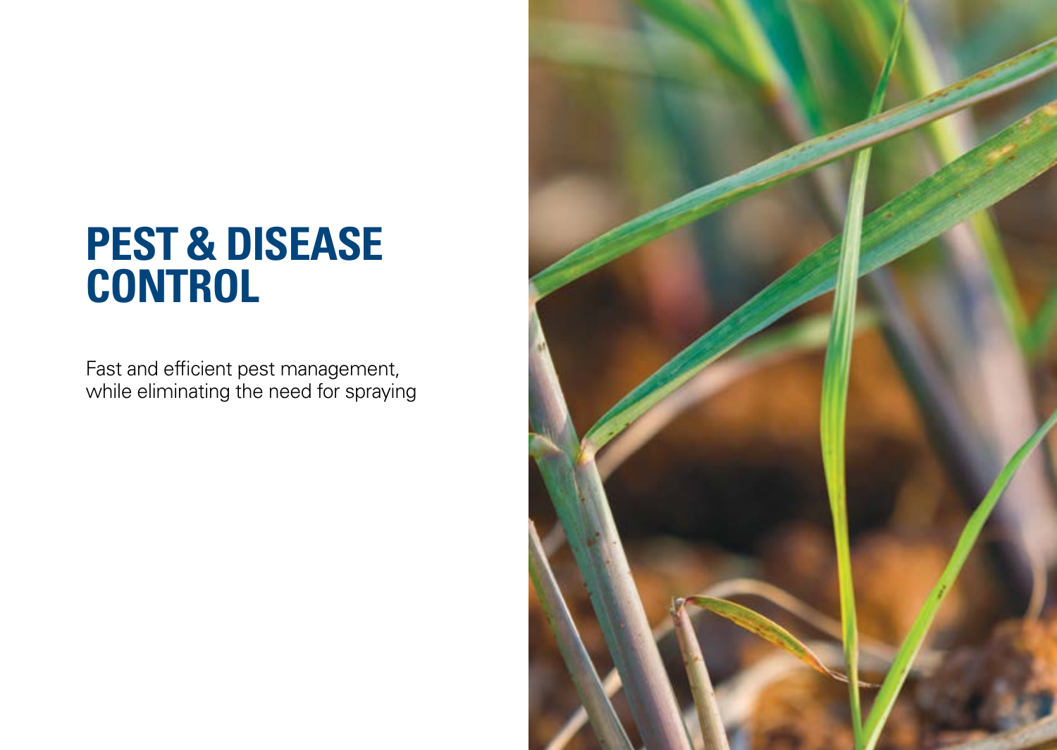# PEST & DISEASE CONTROL

Fast and efficient pest management, while eliminating the need for spraying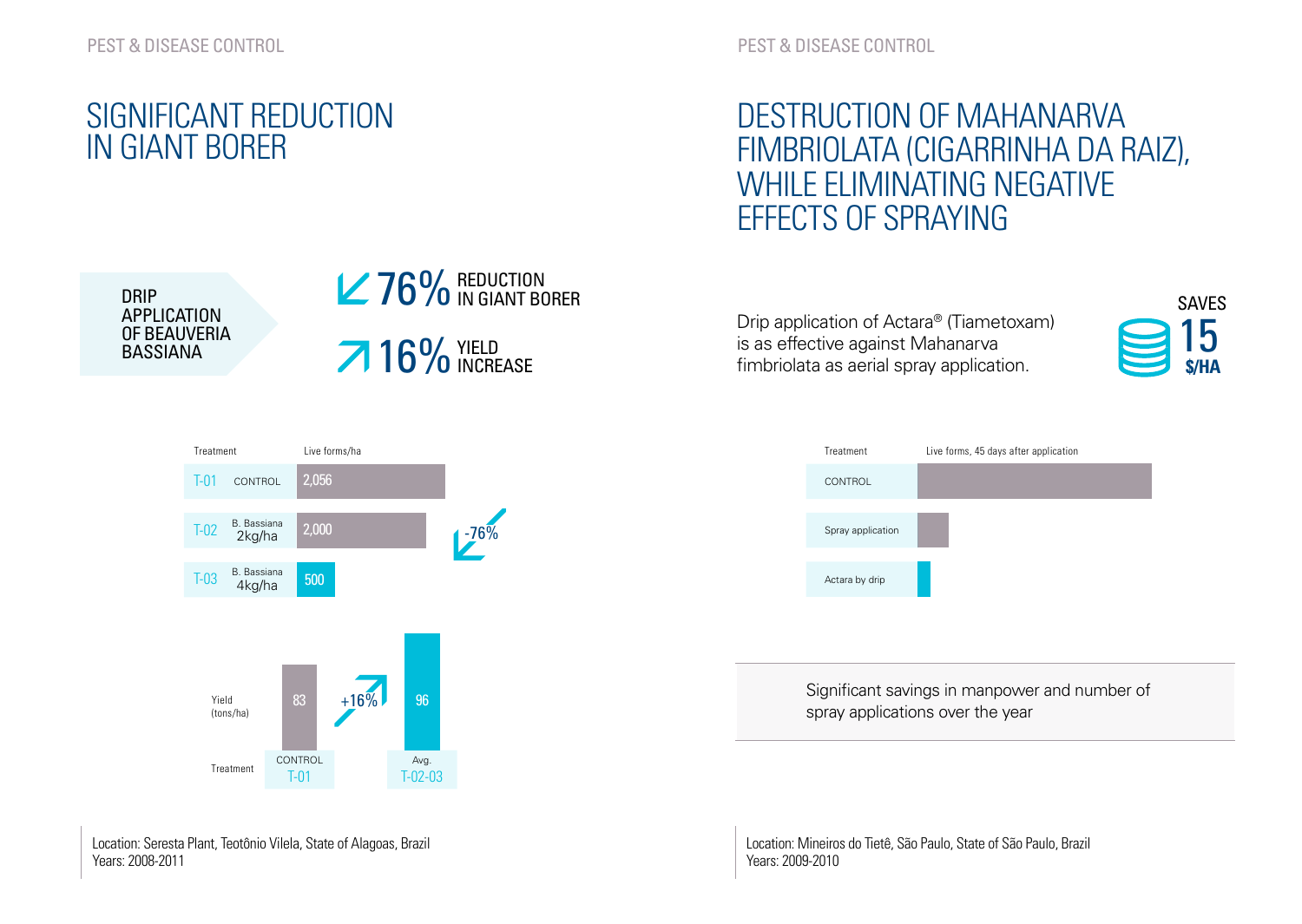## SIGNIFICANT REDUCTION IN GIANT BORER

DRIP APPLICATION OF BEAUVERIA BASSIANA

76% REDUCTION IN GIANT BORER

16% YIELD INCREASE

| Treatment | | Live forms/ha |
|---|---|---|
| T-01 | CONTROL | 2,056 |
| T-02 | B. Bassiana 2kg/ha | 2,000 |
| T-03 | B. Bassiana 4kg/ha | 500 |

-76%

| Treatment | Yield (tons/ha) |
|---|---|
| CONTROL T-01 | 83 |
| Avg. T-02-03 | 96 |

+16%

Location: Seresta Plant, Teotônio Vilela, State of Alagoas, Brazil
Years: 2008-2011

## DESTRUCTION OF MAHANARVA FIMBRIOLATA (CIGARRINHA DA RAIZ), WHILE ELIMINATING NEGATIVE EFFECTS OF SPRAYING

Drip application of Actara® (Tiametoxam) is as effective against Mahanarva fimbriolata as aerial spray application.

SAVES 15 $/HA

| Treatment | Live forms, 45 days after application |
|---|---|
| CONTROL | |
| Spray application | |
| Actara by drip | |

Significant savings in manpower and number of spray applications over the year

Location: Mineiros do Tietê, São Paulo, State of São Paulo, Brazil
Years: 2009-2010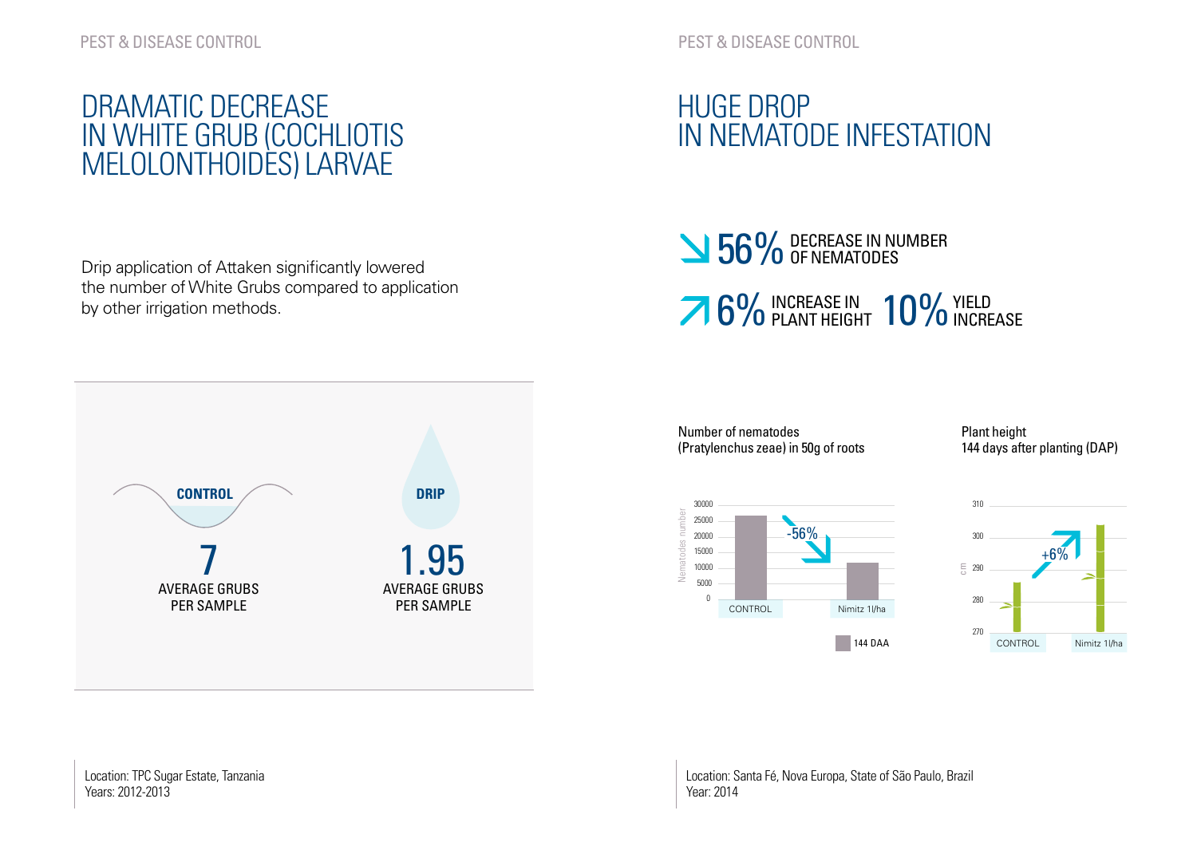PEST & DISEASE CONTROL

# DRAMATIC DECREASE IN WHITE GRUB (COCHLIOTIS MELOLONTHOIDES) LARVAE

Drip application of Attaken significantly lowered the number of White Grubs compared to application by other irrigation methods.

**CONTROL**

7

AVERAGE GRUBS PER SAMPLE

**DRIP**

1.95

AVERAGE GRUBS PER SAMPLE

Location: TPC Sugar Estate, Tanzania
Years: 2012-2013

PEST & DISEASE CONTROL

# HUGE DROP IN NEMATODE INFESTATION

↘ 56% DECREASE IN NUMBER OF NEMATODES

↗ 6% INCREASE IN PLANT HEIGHT 10% YIELD INCREASE

Number of nematodes (Pratylenchus zeae) in 50g of roots

| | CONTROL | Nimitz 1l/ha |
|---|---|---|
| 144 DAA (Nematodes number) | ~26000 | ~11500 (-56%) |

Plant height 144 days after planting (DAP)

| | CONTROL | Nimitz 1l/ha |
|---|---|---|
| cm | ~286 | ~304 (+6%) |

Location: Santa Fé, Nova Europa, State of São Paulo, Brazil
Year: 2014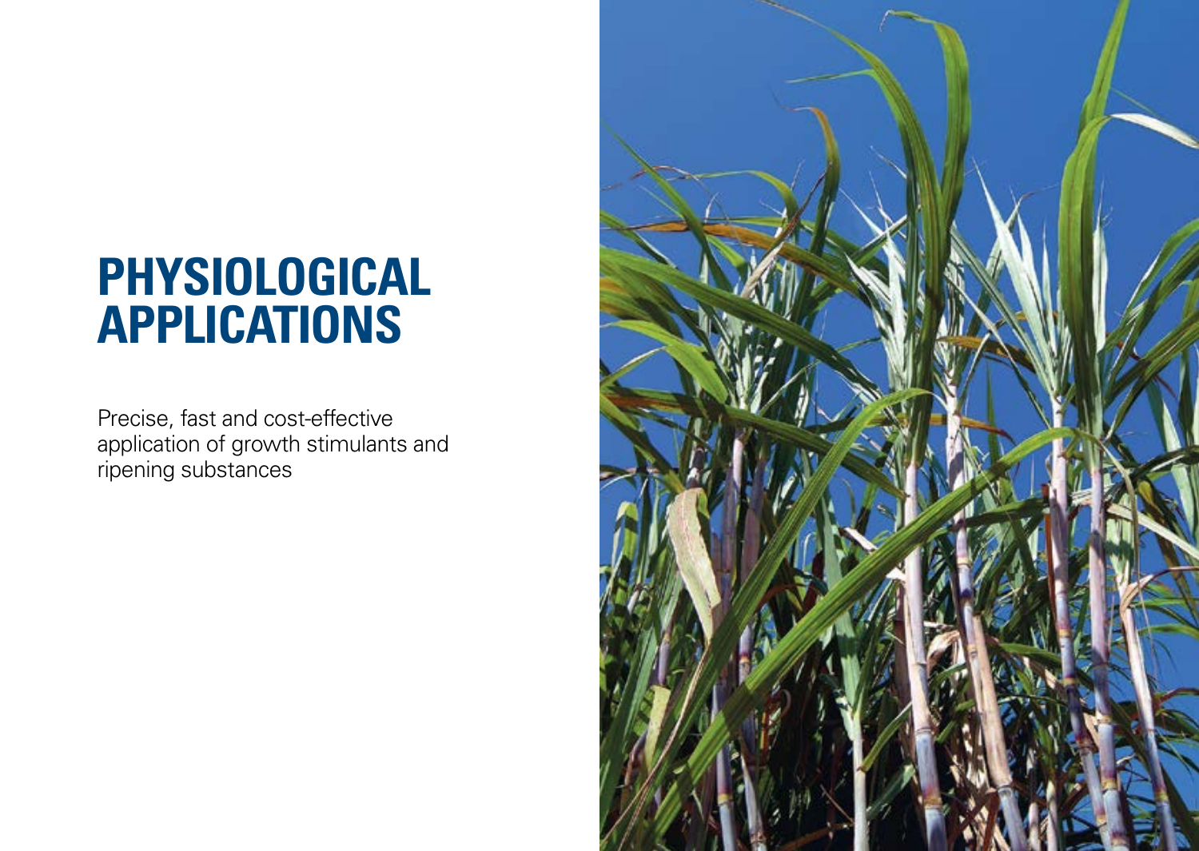# PHYSIOLOGICAL APPLICATIONS

Precise, fast and cost-effective application of growth stimulants and ripening substances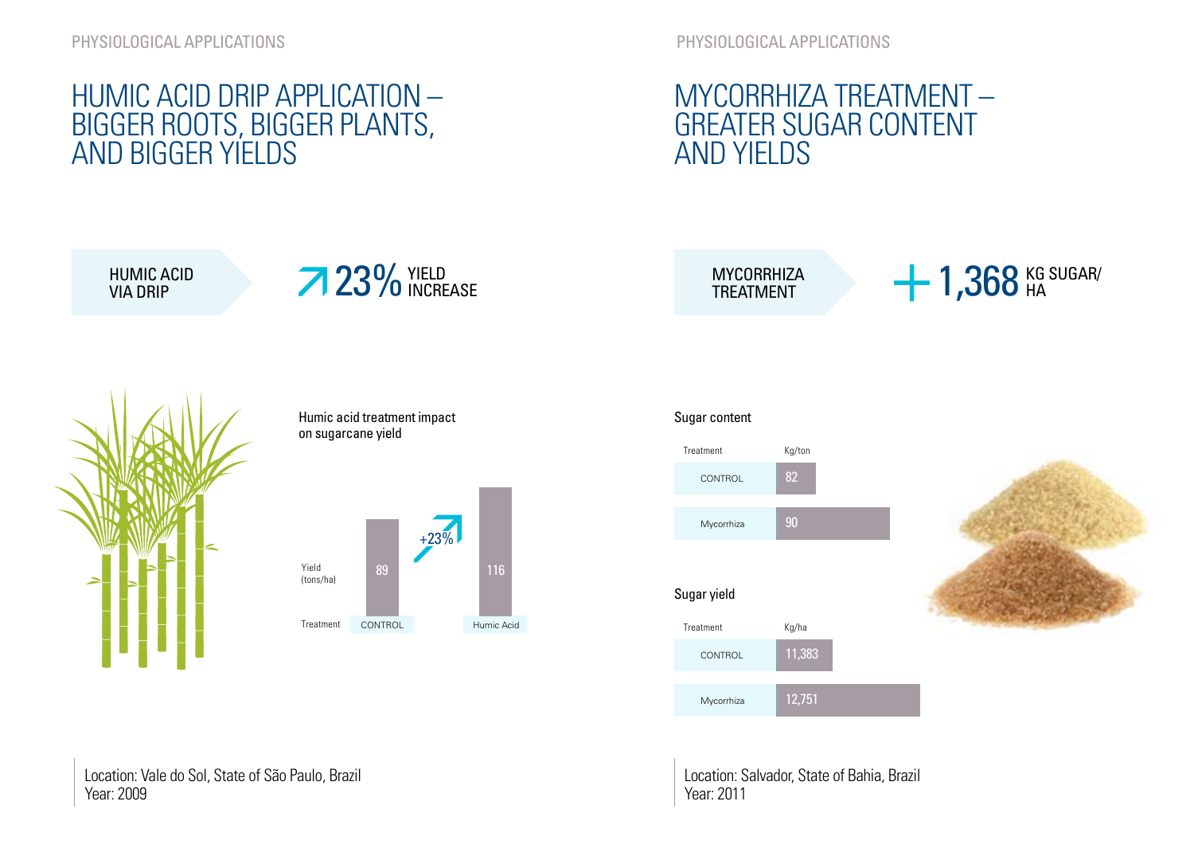# HUMIC ACID DRIP APPLICATION – BIGGER ROOTS, BIGGER PLANTS, AND BIGGER YIELDS

HUMIC ACID VIA DRIP

23% YIELD INCREASE

Humic acid treatment impact on sugarcane yield

| Treatment | CONTROL | Humic Acid |
|---|---|---|
| Yield (tons/ha) | 89 | 116 |

+23%

Location: Vale do Sol, State of São Paulo, Brazil
Year: 2009

# MYCORRHIZA TREATMENT – GREATER SUGAR CONTENT AND YIELDS

MYCORRHIZA TREATMENT

+ 1,368 KG SUGAR/HA

Sugar content

| Treatment | Kg/ton |
|---|---|
| CONTROL | 82 |
| Mycorrhiza | 90 |

Sugar yield

| Treatment | Kg/ha |
|---|---|
| CONTROL | 11,383 |
| Mycorrhiza | 12,751 |

Location: Salvador, State of Bahia, Brazil
Year: 2011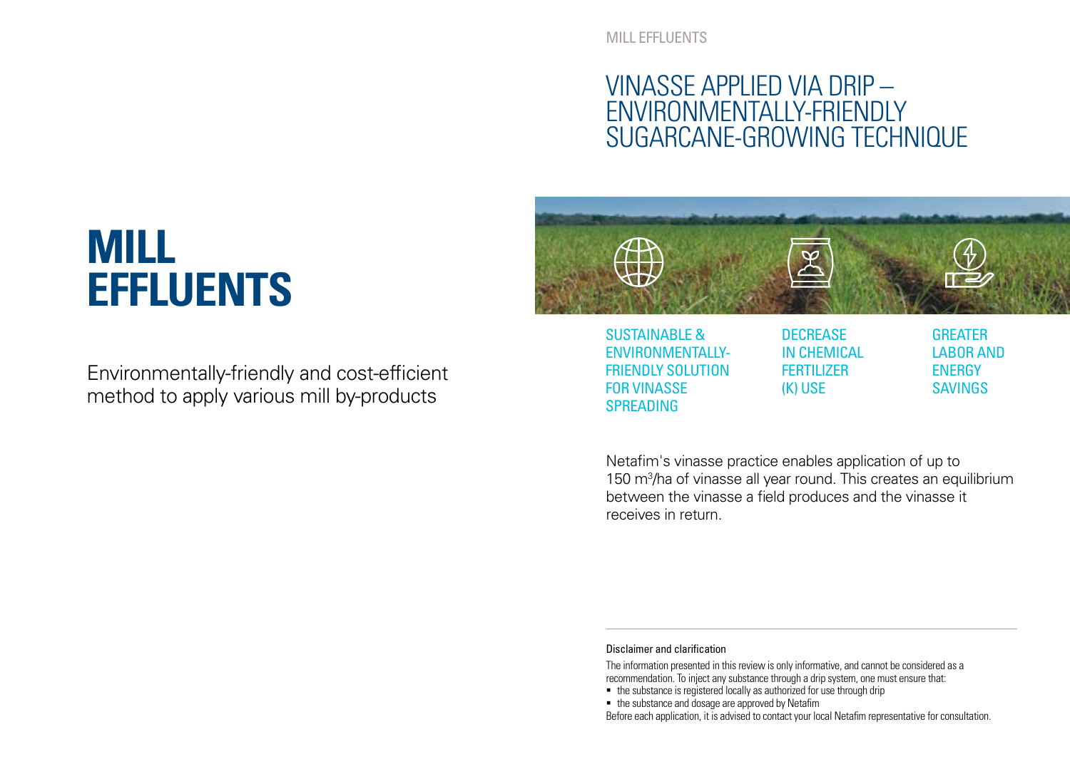# MILL EFFLUENTS

Environmentally-friendly and cost-efficient method to apply various mill by-products

## VINASSE APPLIED VIA DRIP – ENVIRONMENTALLY-FRIENDLY SUGARCANE-GROWING TECHNIQUE

- SUSTAINABLE & ENVIRONMENTALLY-FRIENDLY SOLUTION FOR VINASSE SPREADING
- DECREASE IN CHEMICAL FERTILIZER (K) USE
- GREATER LABOR AND ENERGY SAVINGS

Netafim's vinasse practice enables application of up to 150 $m^3$/ha of vinasse all year round. This creates an equilibrium between the vinasse a field produces and the vinasse it receives in return.

---

Disclaimer and clarification

The information presented in this review is only informative, and cannot be considered as a recommendation. To inject any substance through a drip system, one must ensure that:

- the substance is registered locally as authorized for use through drip
- the substance and dosage are approved by Netafim

Before each application, it is advised to contact your local Netafim representative for consultation.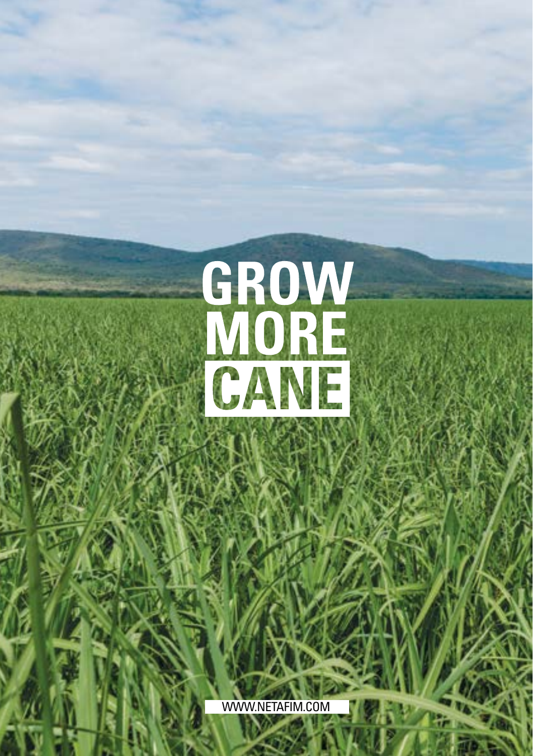# GROW MORE CANE

WWW.NETAFIM.COM